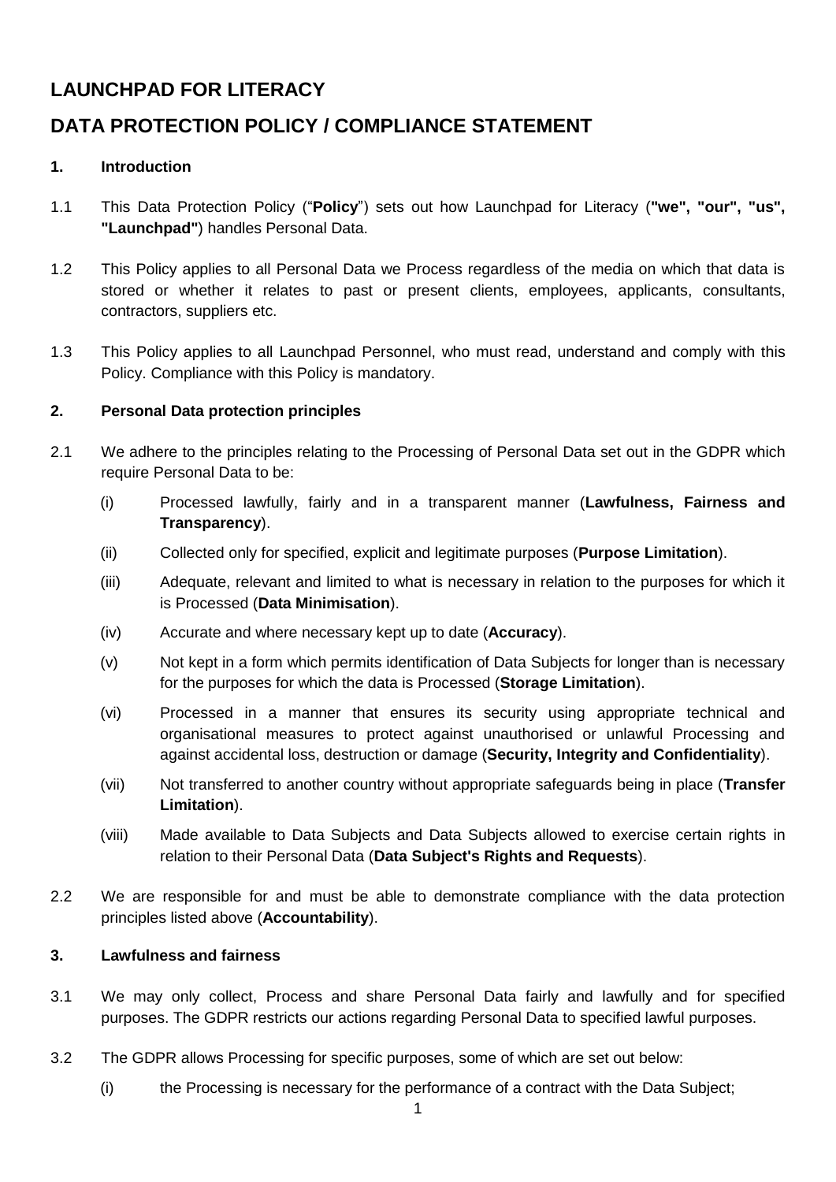# LAUNCHPAD FOR LITERACY

# DATA PROTECTION POLICY / COMPLIANCE STATEMENT

## 1. Introduction

1.1 This Data Protection Policy ("**Policy**") sets out how Launchpad for Literacy (**"we", "our", "us", "Launchpad"**) handles Personal Data.

1.2 This Policy applies to all Personal Data we Process regardless of the media on which that data is stored or whether it relates to past or present clients, employees, applicants, consultants, contractors, suppliers etc.

1.3 This Policy applies to all Launchpad Personnel, who must read, understand and comply with this Policy. Compliance with this Policy is mandatory.

## 2. Personal Data protection principles

2.1 We adhere to the principles relating to the Processing of Personal Data set out in the GDPR which require Personal Data to be:

(i) Processed lawfully, fairly and in a transparent manner (**Lawfulness, Fairness and Transparency**).

(ii) Collected only for specified, explicit and legitimate purposes (**Purpose Limitation**).

(iii) Adequate, relevant and limited to what is necessary in relation to the purposes for which it is Processed (**Data Minimisation**).

(iv) Accurate and where necessary kept up to date (**Accuracy**).

(v) Not kept in a form which permits identification of Data Subjects for longer than is necessary for the purposes for which the data is Processed (**Storage Limitation**).

(vi) Processed in a manner that ensures its security using appropriate technical and organisational measures to protect against unauthorised or unlawful Processing and against accidental loss, destruction or damage (**Security, Integrity and Confidentiality**).

(vii) Not transferred to another country without appropriate safeguards being in place (**Transfer Limitation**).

(viii) Made available to Data Subjects and Data Subjects allowed to exercise certain rights in relation to their Personal Data (**Data Subject's Rights and Requests**).

2.2 We are responsible for and must be able to demonstrate compliance with the data protection principles listed above (**Accountability**).

## 3. Lawfulness and fairness

3.1 We may only collect, Process and share Personal Data fairly and lawfully and for specified purposes. The GDPR restricts our actions regarding Personal Data to specified lawful purposes.

3.2 The GDPR allows Processing for specific purposes, some of which are set out below:

(i) the Processing is necessary for the performance of a contract with the Data Subject;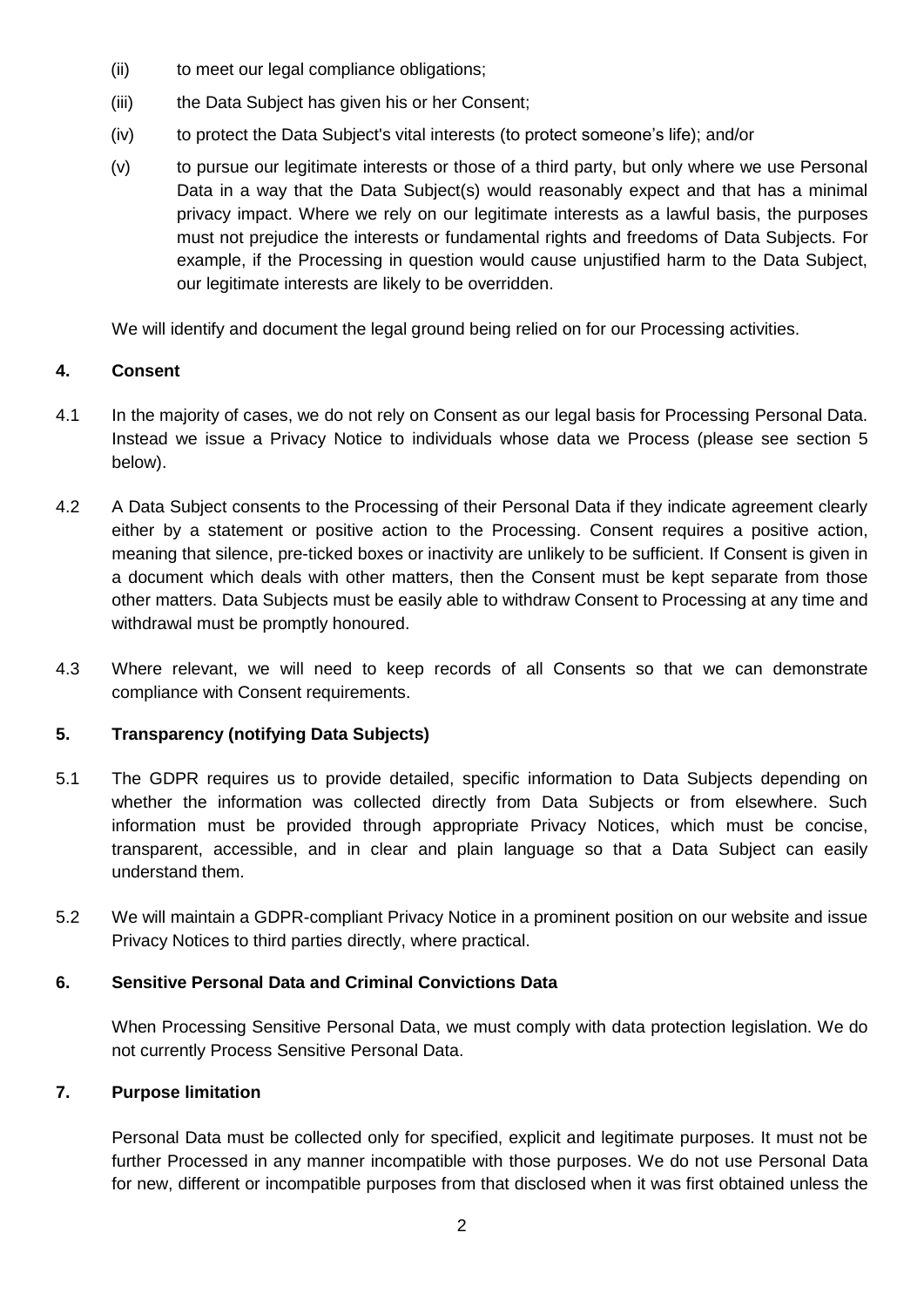(ii) to meet our legal compliance obligations;

(iii) the Data Subject has given his or her Consent;

(iv) to protect the Data Subject's vital interests (to protect someone's life); and/or

(v) to pursue our legitimate interests or those of a third party, but only where we use Personal Data in a way that the Data Subject(s) would reasonably expect and that has a minimal privacy impact. Where we rely on our legitimate interests as a lawful basis, the purposes must not prejudice the interests or fundamental rights and freedoms of Data Subjects. For example, if the Processing in question would cause unjustified harm to the Data Subject, our legitimate interests are likely to be overridden.

We will identify and document the legal ground being relied on for our Processing activities.

## 4. Consent

4.1 In the majority of cases, we do not rely on Consent as our legal basis for Processing Personal Data. Instead we issue a Privacy Notice to individuals whose data we Process (please see section 5 below).

4.2 A Data Subject consents to the Processing of their Personal Data if they indicate agreement clearly either by a statement or positive action to the Processing. Consent requires a positive action, meaning that silence, pre-ticked boxes or inactivity are unlikely to be sufficient. If Consent is given in a document which deals with other matters, then the Consent must be kept separate from those other matters. Data Subjects must be easily able to withdraw Consent to Processing at any time and withdrawal must be promptly honoured.

4.3 Where relevant, we will need to keep records of all Consents so that we can demonstrate compliance with Consent requirements.

## 5. Transparency (notifying Data Subjects)

5.1 The GDPR requires us to provide detailed, specific information to Data Subjects depending on whether the information was collected directly from Data Subjects or from elsewhere. Such information must be provided through appropriate Privacy Notices, which must be concise, transparent, accessible, and in clear and plain language so that a Data Subject can easily understand them.

5.2 We will maintain a GDPR-compliant Privacy Notice in a prominent position on our website and issue Privacy Notices to third parties directly, where practical.

## 6. Sensitive Personal Data and Criminal Convictions Data

When Processing Sensitive Personal Data, we must comply with data protection legislation. We do not currently Process Sensitive Personal Data.

## 7. Purpose limitation

Personal Data must be collected only for specified, explicit and legitimate purposes. It must not be further Processed in any manner incompatible with those purposes. We do not use Personal Data for new, different or incompatible purposes from that disclosed when it was first obtained unless the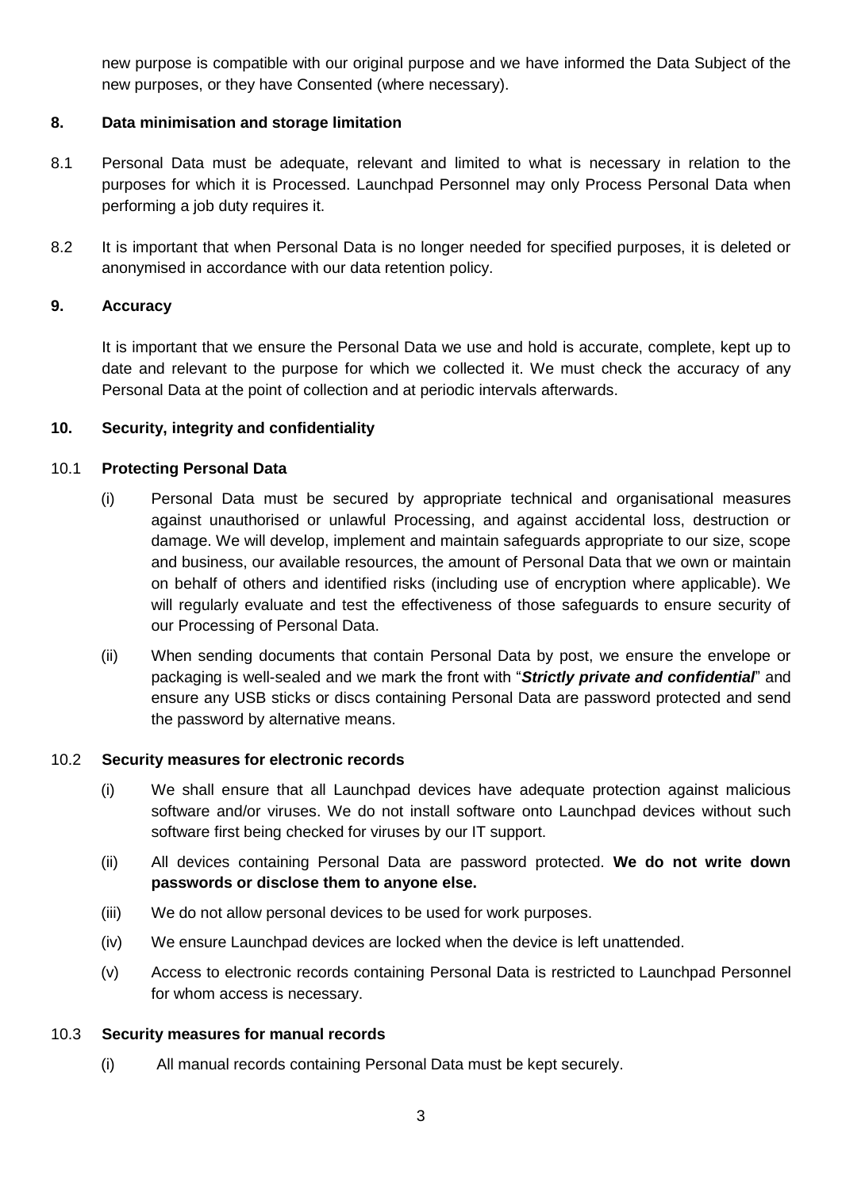new purpose is compatible with our original purpose and we have informed the Data Subject of the new purposes, or they have Consented (where necessary).

## 8. Data minimisation and storage limitation

8.1 Personal Data must be adequate, relevant and limited to what is necessary in relation to the purposes for which it is Processed. Launchpad Personnel may only Process Personal Data when performing a job duty requires it.

8.2 It is important that when Personal Data is no longer needed for specified purposes, it is deleted or anonymised in accordance with our data retention policy.

## 9. Accuracy

It is important that we ensure the Personal Data we use and hold is accurate, complete, kept up to date and relevant to the purpose for which we collected it. We must check the accuracy of any Personal Data at the point of collection and at periodic intervals afterwards.

## 10. Security, integrity and confidentiality

### 10.1 Protecting Personal Data

(i) Personal Data must be secured by appropriate technical and organisational measures against unauthorised or unlawful Processing, and against accidental loss, destruction or damage. We will develop, implement and maintain safeguards appropriate to our size, scope and business, our available resources, the amount of Personal Data that we own or maintain on behalf of others and identified risks (including use of encryption where applicable). We will regularly evaluate and test the effectiveness of those safeguards to ensure security of our Processing of Personal Data.

(ii) When sending documents that contain Personal Data by post, we ensure the envelope or packaging is well-sealed and we mark the front with "***Strictly private and confidential***" and ensure any USB sticks or discs containing Personal Data are password protected and send the password by alternative means.

### 10.2 Security measures for electronic records

(i) We shall ensure that all Launchpad devices have adequate protection against malicious software and/or viruses. We do not install software onto Launchpad devices without such software first being checked for viruses by our IT support.

(ii) All devices containing Personal Data are password protected. **We do not write down passwords or disclose them to anyone else.**

(iii) We do not allow personal devices to be used for work purposes.

(iv) We ensure Launchpad devices are locked when the device is left unattended.

(v) Access to electronic records containing Personal Data is restricted to Launchpad Personnel for whom access is necessary.

### 10.3 Security measures for manual records

(i) All manual records containing Personal Data must be kept securely.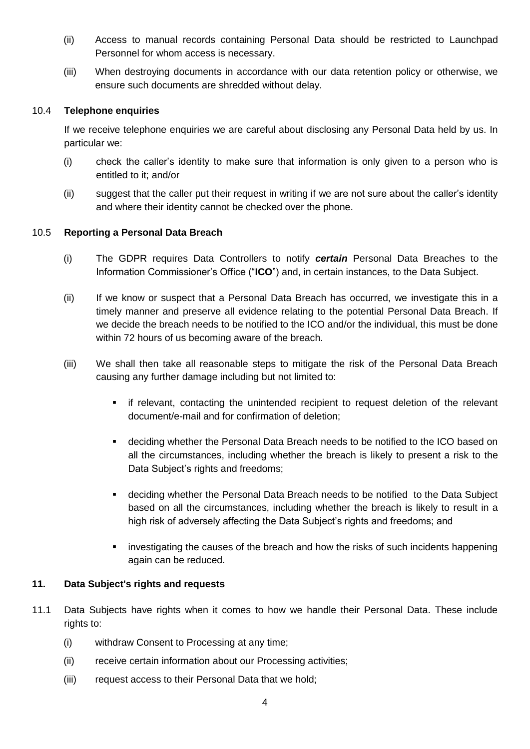(ii) Access to manual records containing Personal Data should be restricted to Launchpad Personnel for whom access is necessary.

(iii) When destroying documents in accordance with our data retention policy or otherwise, we ensure such documents are shredded without delay.

### 10.4 **Telephone enquiries**

If we receive telephone enquiries we are careful about disclosing any Personal Data held by us. In particular we:

(i) check the caller's identity to make sure that information is only given to a person who is entitled to it; and/or

(ii) suggest that the caller put their request in writing if we are not sure about the caller's identity and where their identity cannot be checked over the phone.

### 10.5 **Reporting a Personal Data Breach**

(i) The GDPR requires Data Controllers to notify ***certain*** Personal Data Breaches to the Information Commissioner's Office ("**ICO**") and, in certain instances, to the Data Subject.

(ii) If we know or suspect that a Personal Data Breach has occurred, we investigate this in a timely manner and preserve all evidence relating to the potential Personal Data Breach. If we decide the breach needs to be notified to the ICO and/or the individual, this must be done within 72 hours of us becoming aware of the breach.

(iii) We shall then take all reasonable steps to mitigate the risk of the Personal Data Breach causing any further damage including but not limited to:

- if relevant, contacting the unintended recipient to request deletion of the relevant document/e-mail and for confirmation of deletion;
- deciding whether the Personal Data Breach needs to be notified to the ICO based on all the circumstances, including whether the breach is likely to present a risk to the Data Subject's rights and freedoms;
- deciding whether the Personal Data Breach needs to be notified to the Data Subject based on all the circumstances, including whether the breach is likely to result in a high risk of adversely affecting the Data Subject's rights and freedoms; and
- investigating the causes of the breach and how the risks of such incidents happening again can be reduced.

## 11. Data Subject's rights and requests

11.1 Data Subjects have rights when it comes to how we handle their Personal Data. These include rights to:

(i) withdraw Consent to Processing at any time;

(ii) receive certain information about our Processing activities;

(iii) request access to their Personal Data that we hold;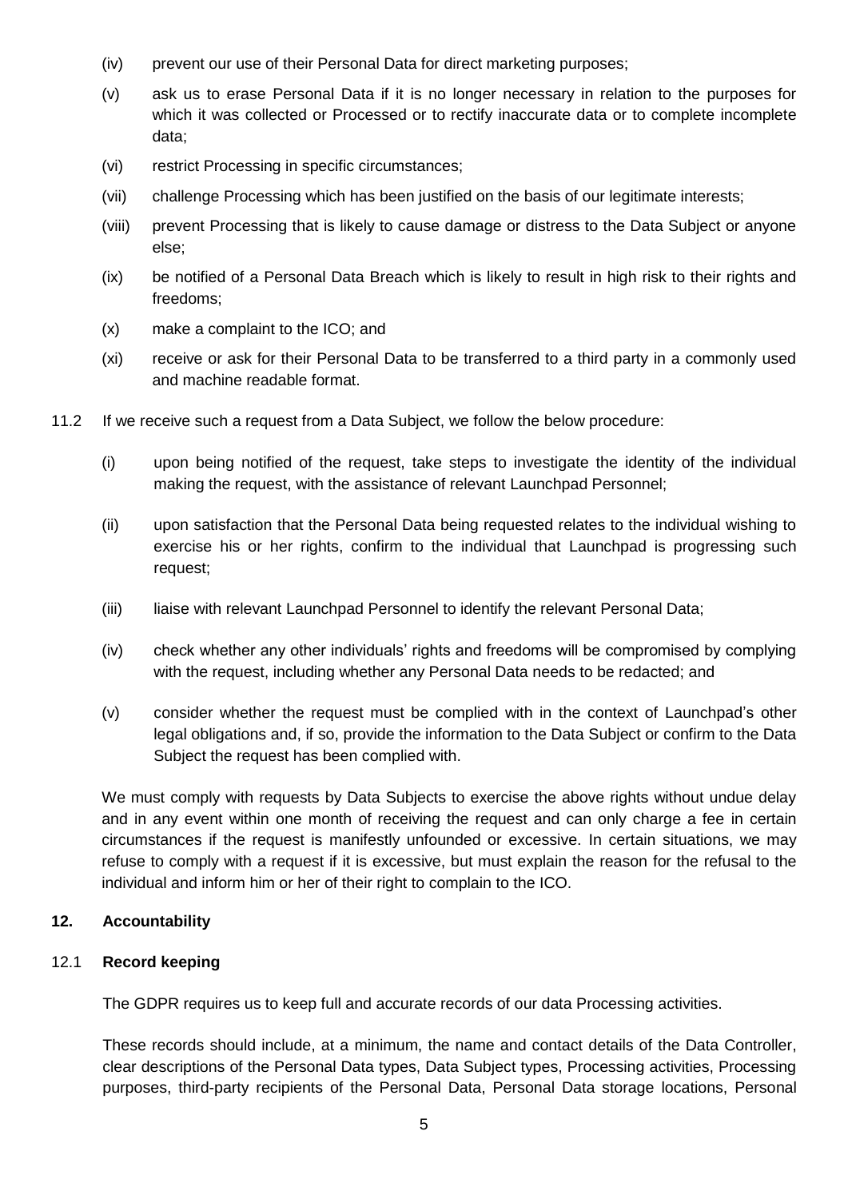(iv) prevent our use of their Personal Data for direct marketing purposes;

(v) ask us to erase Personal Data if it is no longer necessary in relation to the purposes for which it was collected or Processed or to rectify inaccurate data or to complete incomplete data;

(vi) restrict Processing in specific circumstances;

(vii) challenge Processing which has been justified on the basis of our legitimate interests;

(viii) prevent Processing that is likely to cause damage or distress to the Data Subject or anyone else;

(ix) be notified of a Personal Data Breach which is likely to result in high risk to their rights and freedoms;

(x) make a complaint to the ICO; and

(xi) receive or ask for their Personal Data to be transferred to a third party in a commonly used and machine readable format.

11.2 If we receive such a request from a Data Subject, we follow the below procedure:

(i) upon being notified of the request, take steps to investigate the identity of the individual making the request, with the assistance of relevant Launchpad Personnel;

(ii) upon satisfaction that the Personal Data being requested relates to the individual wishing to exercise his or her rights, confirm to the individual that Launchpad is progressing such request;

(iii) liaise with relevant Launchpad Personnel to identify the relevant Personal Data;

(iv) check whether any other individuals' rights and freedoms will be compromised by complying with the request, including whether any Personal Data needs to be redacted; and

(v) consider whether the request must be complied with in the context of Launchpad's other legal obligations and, if so, provide the information to the Data Subject or confirm to the Data Subject the request has been complied with.

We must comply with requests by Data Subjects to exercise the above rights without undue delay and in any event within one month of receiving the request and can only charge a fee in certain circumstances if the request is manifestly unfounded or excessive. In certain situations, we may refuse to comply with a request if it is excessive, but must explain the reason for the refusal to the individual and inform him or her of their right to complain to the ICO.

## 12. Accountability

### 12.1 Record keeping

The GDPR requires us to keep full and accurate records of our data Processing activities.

These records should include, at a minimum, the name and contact details of the Data Controller, clear descriptions of the Personal Data types, Data Subject types, Processing activities, Processing purposes, third-party recipients of the Personal Data, Personal Data storage locations, Personal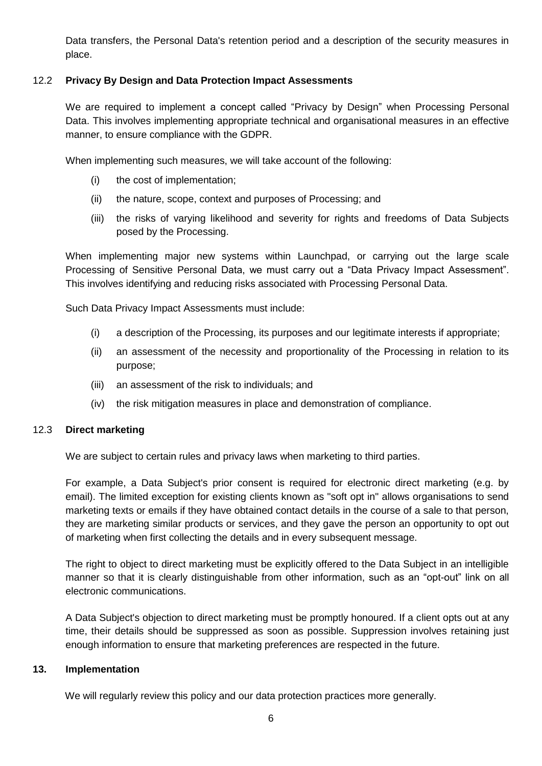Data transfers, the Personal Data's retention period and a description of the security measures in place.

### 12.2 Privacy By Design and Data Protection Impact Assessments

We are required to implement a concept called "Privacy by Design" when Processing Personal Data. This involves implementing appropriate technical and organisational measures in an effective manner, to ensure compliance with the GDPR.

When implementing such measures, we will take account of the following:

(i) the cost of implementation;

(ii) the nature, scope, context and purposes of Processing; and

(iii) the risks of varying likelihood and severity for rights and freedoms of Data Subjects posed by the Processing.

When implementing major new systems within Launchpad, or carrying out the large scale Processing of Sensitive Personal Data, we must carry out a "Data Privacy Impact Assessment". This involves identifying and reducing risks associated with Processing Personal Data.

Such Data Privacy Impact Assessments must include:

(i) a description of the Processing, its purposes and our legitimate interests if appropriate;

(ii) an assessment of the necessity and proportionality of the Processing in relation to its purpose;

(iii) an assessment of the risk to individuals; and

(iv) the risk mitigation measures in place and demonstration of compliance.

### 12.3 Direct marketing

We are subject to certain rules and privacy laws when marketing to third parties.

For example, a Data Subject's prior consent is required for electronic direct marketing (e.g. by email). The limited exception for existing clients known as "soft opt in" allows organisations to send marketing texts or emails if they have obtained contact details in the course of a sale to that person, they are marketing similar products or services, and they gave the person an opportunity to opt out of marketing when first collecting the details and in every subsequent message.

The right to object to direct marketing must be explicitly offered to the Data Subject in an intelligible manner so that it is clearly distinguishable from other information, such as an "opt-out" link on all electronic communications.

A Data Subject's objection to direct marketing must be promptly honoured. If a client opts out at any time, their details should be suppressed as soon as possible. Suppression involves retaining just enough information to ensure that marketing preferences are respected in the future.

## 13. Implementation

We will regularly review this policy and our data protection practices more generally.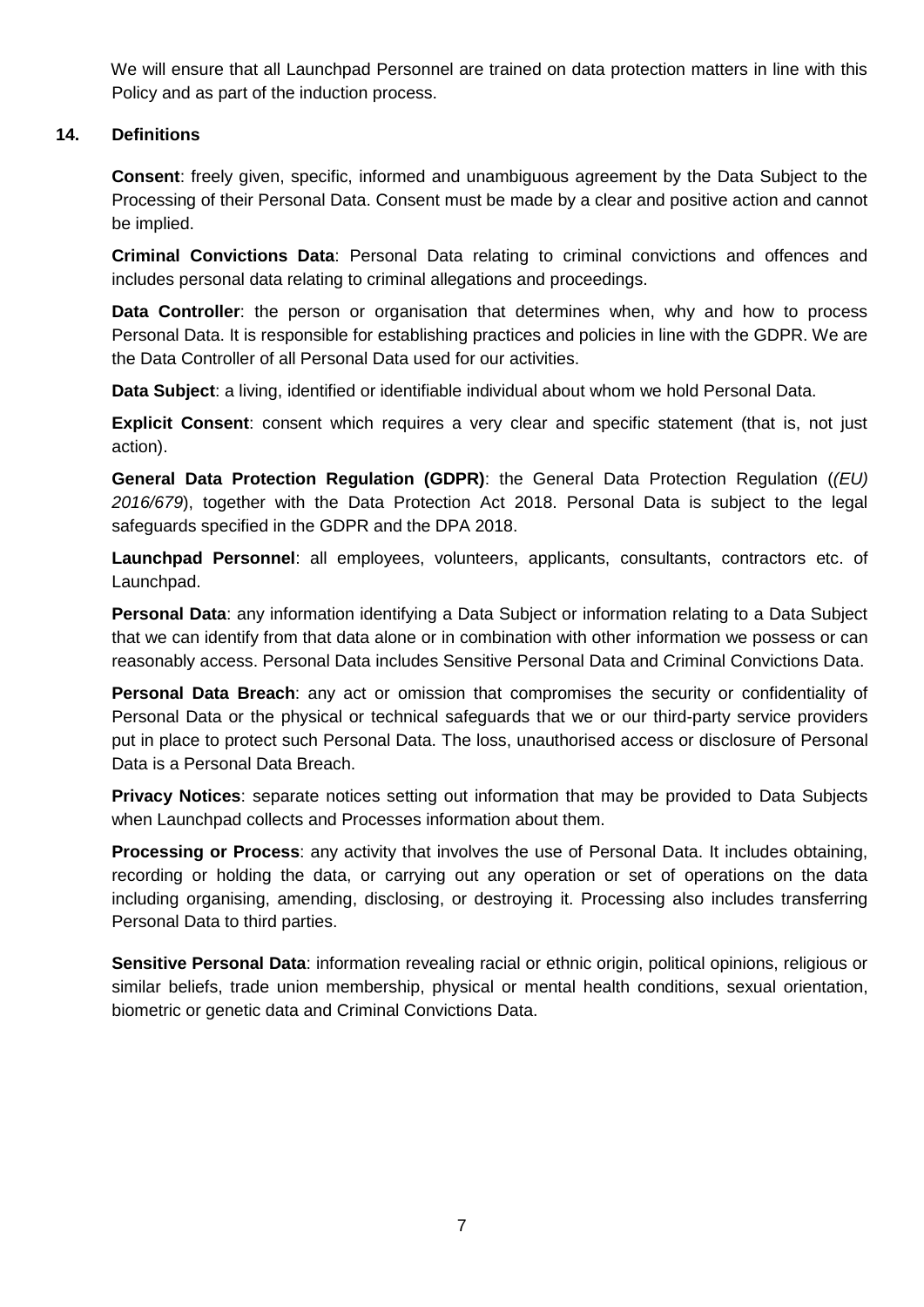We will ensure that all Launchpad Personnel are trained on data protection matters in line with this Policy and as part of the induction process.

## 14. Definitions

**Consent**: freely given, specific, informed and unambiguous agreement by the Data Subject to the Processing of their Personal Data. Consent must be made by a clear and positive action and cannot be implied.

**Criminal Convictions Data**: Personal Data relating to criminal convictions and offences and includes personal data relating to criminal allegations and proceedings.

**Data Controller**: the person or organisation that determines when, why and how to process Personal Data. It is responsible for establishing practices and policies in line with the GDPR. We are the Data Controller of all Personal Data used for our activities.

**Data Subject**: a living, identified or identifiable individual about whom we hold Personal Data.

**Explicit Consent**: consent which requires a very clear and specific statement (that is, not just action).

**General Data Protection Regulation (GDPR)**: the General Data Protection Regulation (*(EU) 2016/679*), together with the Data Protection Act 2018. Personal Data is subject to the legal safeguards specified in the GDPR and the DPA 2018.

**Launchpad Personnel**: all employees, volunteers, applicants, consultants, contractors etc. of Launchpad.

**Personal Data**: any information identifying a Data Subject or information relating to a Data Subject that we can identify from that data alone or in combination with other information we possess or can reasonably access. Personal Data includes Sensitive Personal Data and Criminal Convictions Data.

**Personal Data Breach**: any act or omission that compromises the security or confidentiality of Personal Data or the physical or technical safeguards that we or our third-party service providers put in place to protect such Personal Data. The loss, unauthorised access or disclosure of Personal Data is a Personal Data Breach.

**Privacy Notices**: separate notices setting out information that may be provided to Data Subjects when Launchpad collects and Processes information about them.

**Processing or Process**: any activity that involves the use of Personal Data. It includes obtaining, recording or holding the data, or carrying out any operation or set of operations on the data including organising, amending, disclosing, or destroying it. Processing also includes transferring Personal Data to third parties.

**Sensitive Personal Data**: information revealing racial or ethnic origin, political opinions, religious or similar beliefs, trade union membership, physical or mental health conditions, sexual orientation, biometric or genetic data and Criminal Convictions Data.